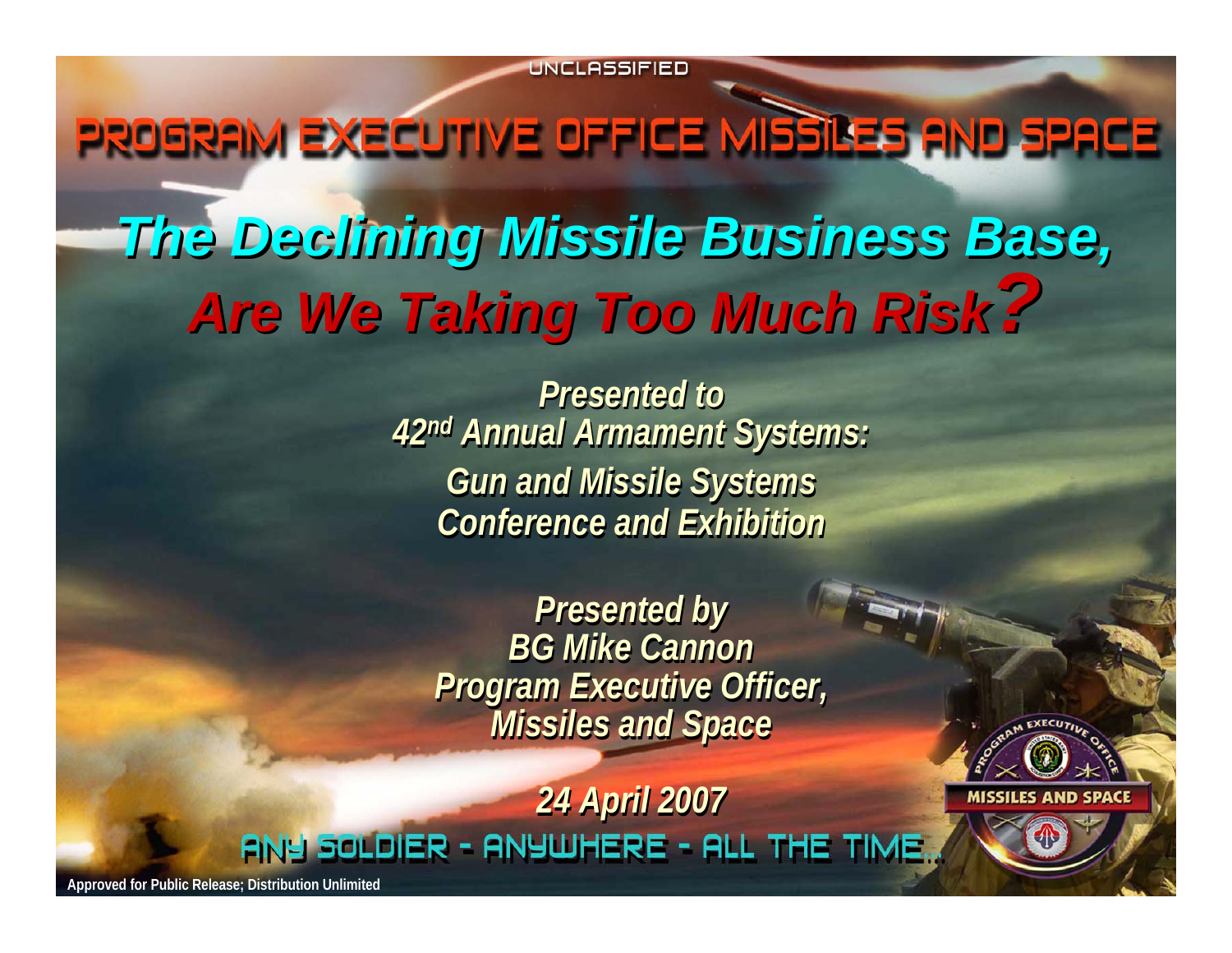UNCLASSIFIED

PROGRAM EXECUTIVE OFFICE MISSILES AND SPACE

# *The Declining Missile Business Base, Are We Taking Too Much Risk?*

*Presented to*
*42nd Annual Armament Systems:*
*Gun and Missile Systems*
*Conference and Exhibition*

*Presented by*
*BG Mike Cannon*
*Program Executive Officer,*
*Missiles and Space*

*24 April 2007*

ANY SOLDIER - ANYWHERE - ALL THE TIME...

MISSILES AND SPACE

**Approved for Public Release; Distribution Unlimited**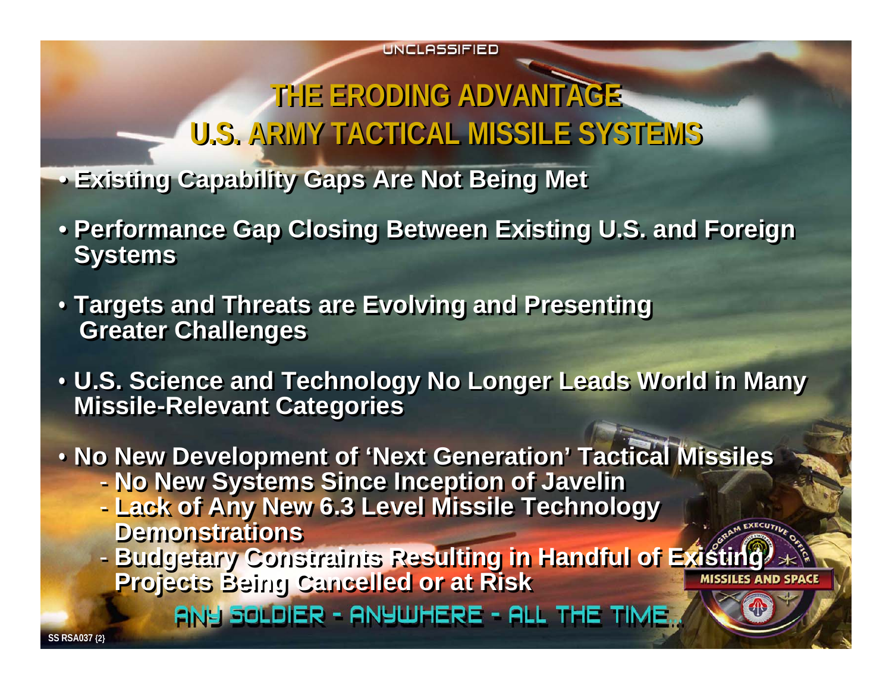UNCLASSIFIED

# THE ERODING ADVANTAGE
# U.S. ARMY TACTICAL MISSILE SYSTEMS

- **Existing Capability Gaps Are Not Being Met**
- **Performance Gap Closing Between Existing U.S. and Foreign Systems**
- **Targets and Threats are Evolving and Presenting Greater Challenges**
- **U.S. Science and Technology No Longer Leads World in Many Missile-Relevant Categories**
- **No New Development of 'Next Generation' Tactical Missiles**
  - **No New Systems Since Inception of Javelin**
  - **Lack of Any New 6.3 Level Missile Technology Demonstrations**
  - **Budgetary Constraints Resulting in Handful of Existing Projects Being Cancelled or at Risk**

ANY SOLDIER - ANYWHERE - ALL THE TIME...

PROGRAM EXECUTIVE OFFICE MISSILES AND SPACE

SS RSA037 {2}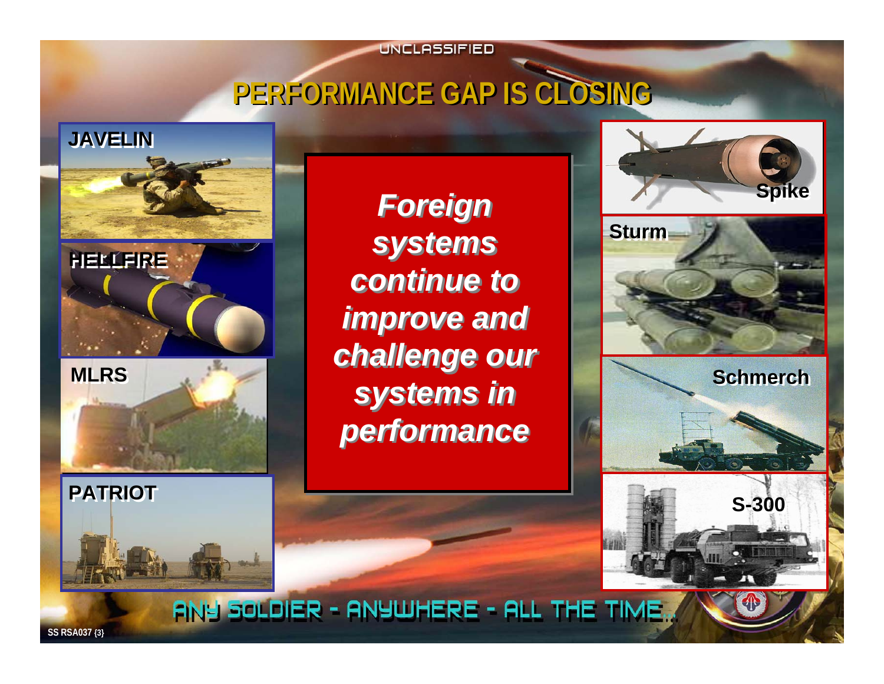UNCLASSIFIED

# PERFORMANCE GAP IS CLOSING

**JAVELIN**

**HELLFIRE**

**MLRS**

**PATRIOT**

***Foreign systems continue to improve and challenge our systems in performance***

**Spike**

**Sturm**

**Schmerch**

**S-300**

ANY SOLDIER - ANYWHERE - ALL THE TIME...

SS RSA037 {3}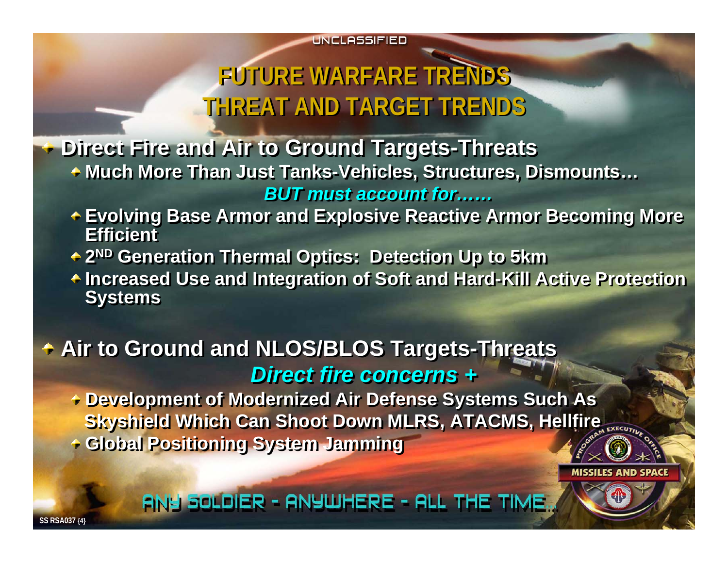# FUTURE WARFARE TRENDS
## THREAT AND TARGET TRENDS

- **Direct Fire and Air to Ground Targets-Threats**
  - **Much More Than Just Tanks-Vehicles, Structures, Dismounts…**

    ***BUT must account for……***
  - **Evolving Base Armor and Explosive Reactive Armor Becoming More Efficient**
  - **2[ND] Generation Thermal Optics: Detection Up to 5km**
  - **Increased Use and Integration of Soft and Hard-Kill Active Protection Systems**

- **Air to Ground and NLOS/BLOS Targets-Threats**

  ***Direct fire concerns +***
  - **Development of Modernized Air Defense Systems Such As Skyshield Which Can Shoot Down MLRS, ATACMS, Hellfire**
  - **Global Positioning System Jamming**

ANY SOLDIER - ANYWHERE - ALL THE TIME...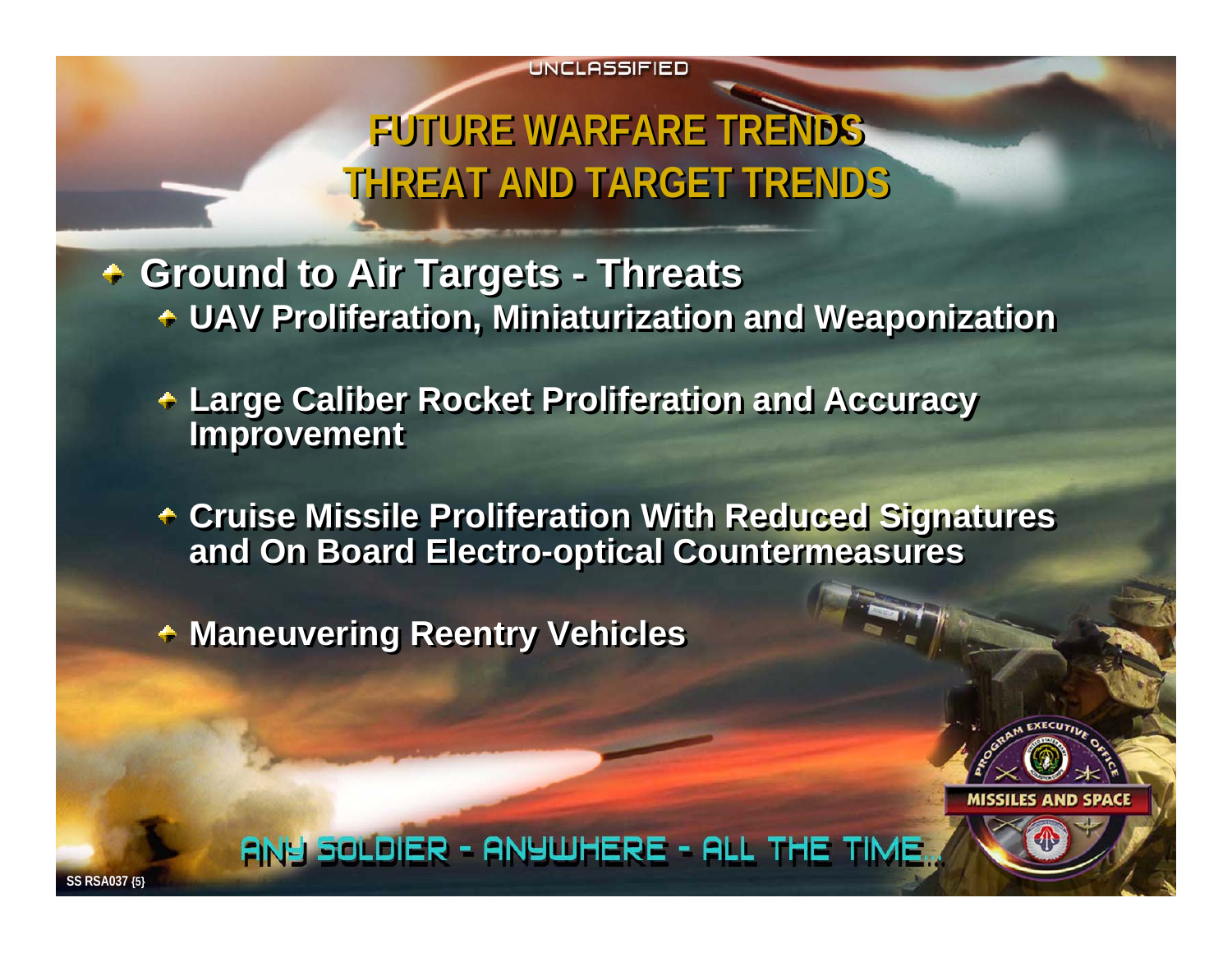# FUTURE WARFARE TRENDS
# THREAT AND TARGET TRENDS

- **Ground to Air Targets - Threats**
  - **UAV Proliferation, Miniaturization and Weaponization**
  - **Large Caliber Rocket Proliferation and Accuracy Improvement**
  - **Cruise Missile Proliferation With Reduced Signatures and On Board Electro-optical Countermeasures**
  - **Maneuvering Reentry Vehicles**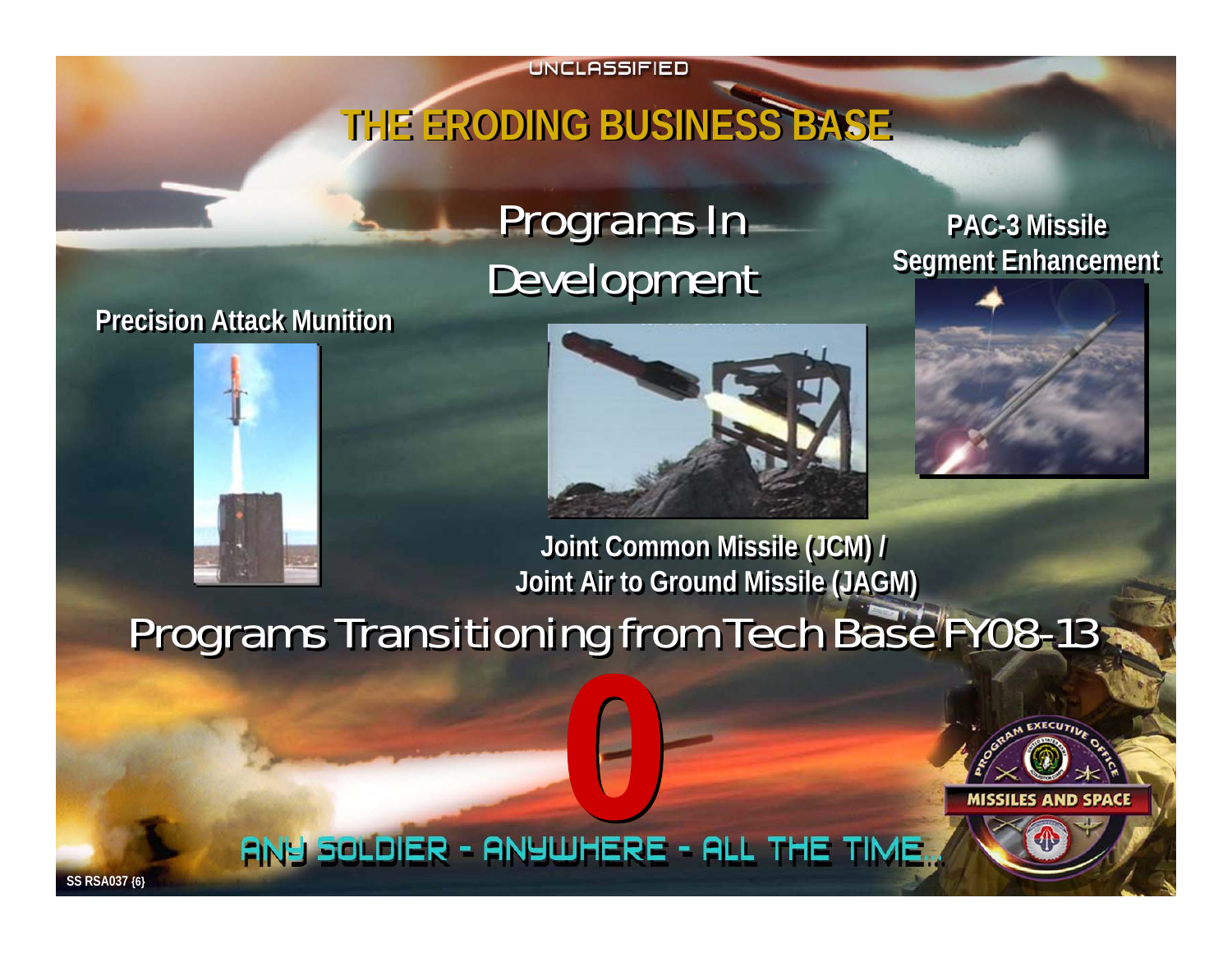UNCLASSIFIED

# THE ERODING BUSINESS BASE

## Programs In Development

**Precision Attack Munition**

**PAC-3 Missile Segment Enhancement**

**Joint Common Missile (JCM) / Joint Air to Ground Missile (JAGM)**

## Programs Transitioning from Tech Base FY08-13

# 0

ANY SOLDIER - ANYWHERE - ALL THE TIME...

PROGRAM EXECUTIVE OFFICE MISSILES AND SPACE

SS RSA037 {6}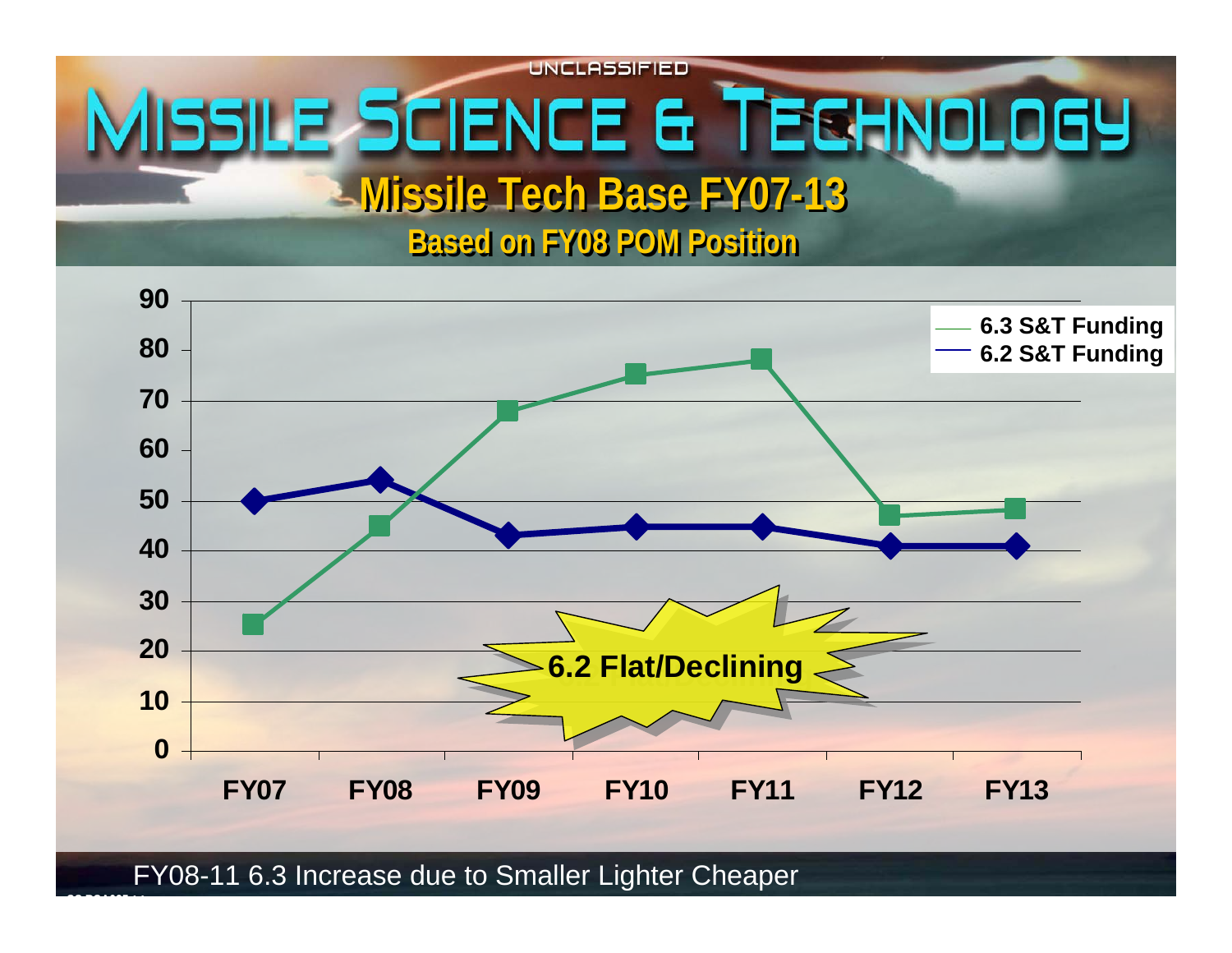UNCLASSIFIED

# Missile Science & Technology

## Missile Tech Base FY07-13

### Based on FY08 POM Position

- 6.3 S&T Funding
- 6.2 S&T Funding

| | FY07 | FY08 | FY09 | FY10 | FY11 | FY12 | FY13 |
|---|---|---|---|---|---|---|---|
| 6.3 S&T Funding | 25 | 45 | 68 | 75 | 78 | 47 | 48 |
| 6.2 S&T Funding | 50 | 54 | 43 | 45 | 45 | 41 | 41 |

6.2 Flat/Declining

FY08-11 6.3 Increase due to Smaller Lighter Cheaper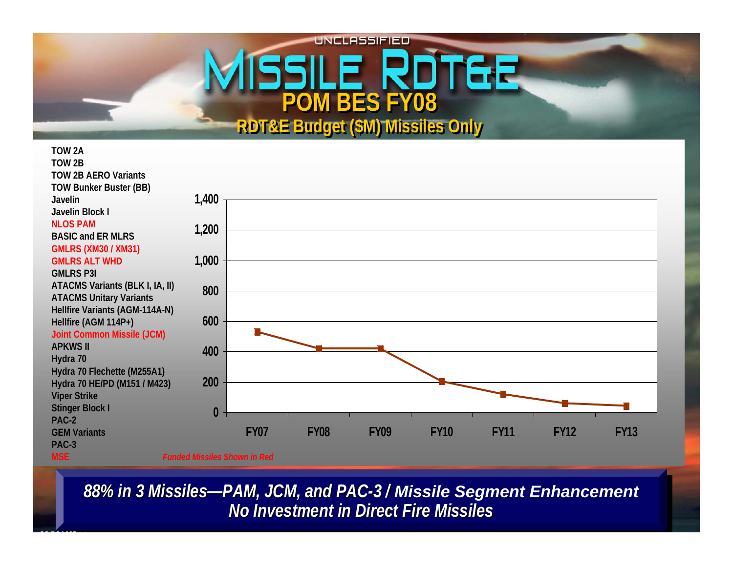UNCLASSIFIED

# Missile RDT&E

## POM BES FY08

### RDT&E Budget ($M) Missiles Only

- TOW 2A
- TOW 2B
- TOW 2B AERO Variants
- TOW Bunker Buster (BB)
- Javelin
- Javelin Block I
- NLOS PAM
- BASIC and ER MLRS
- GMLRS (XM30 / XM31)
- GMLRS ALT WHD
- GMLRS P3I
- ATACMS Variants (BLK I, IA, II)
- ATACMS Unitary Variants
- Hellfire Variants (AGM-114A-N)
- Hellfire (AGM 114P+)
- Joint Common Missile (JCM)
- APKWS II
- Hydra 70
- Hydra 70 Flechette (M255A1)
- Hydra 70 HE/PD (M151 / M423)
- Viper Strike
- Stinger Block I
- PAC-2
- GEM Variants
- PAC-3
- MSE

*Funded Missiles Shown in Red*

| | FY07 | FY08 | FY09 | FY10 | FY11 | FY12 | FY13 |
|---|---|---|---|---|---|---|---|
| RDT&E ($M, approx.) | ~530 | ~420 | ~420 | ~205 | ~120 | ~60 | ~45 |

***88% in 3 Missiles—PAM, JCM, and PAC-3 / Missile Segment Enhancement***
***No Investment in Direct Fire Missiles***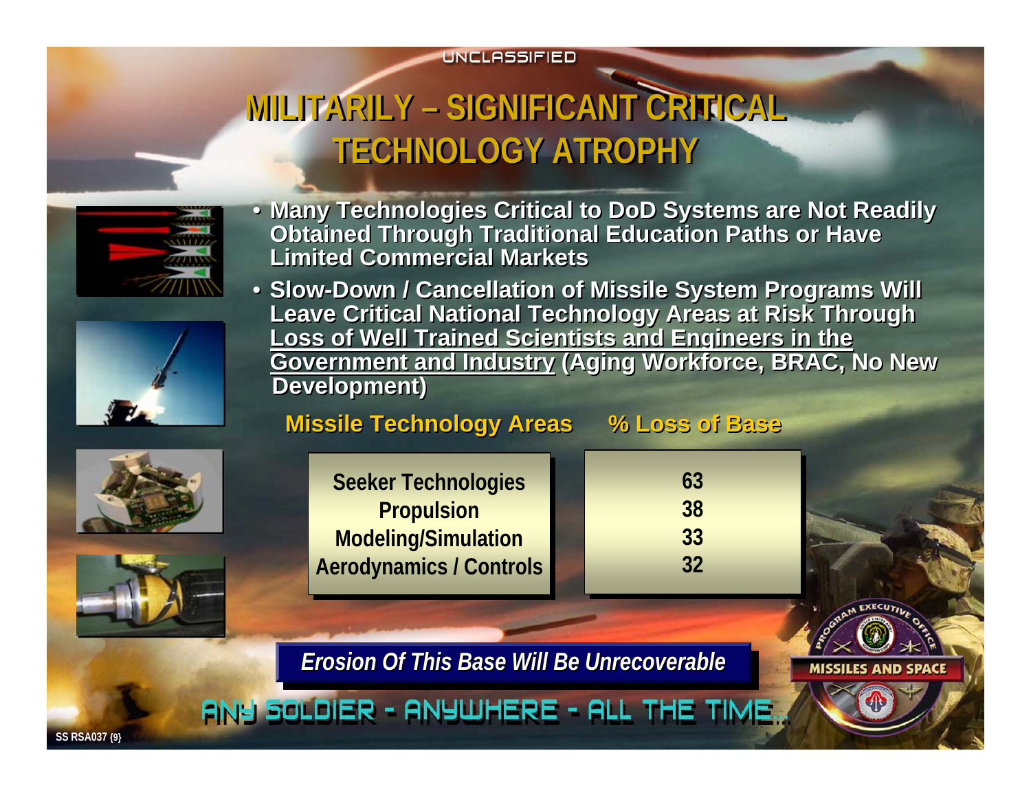# MILITARILY – SIGNIFICANT CRITICAL TECHNOLOGY ATROPHY

- **Many Technologies Critical to DoD Systems are Not Readily Obtained Through Traditional Education Paths or Have Limited Commercial Markets**
- **Slow-Down / Cancellation of Missile System Programs Will Leave Critical National Technology Areas at Risk Through <u>Loss of Well Trained Scientists and Engineers in the Government and Industry</u> (Aging Workforce, BRAC, No New Development)**

| Missile Technology Areas | % Loss of Base |
|---|---|
| Seeker Technologies | 63 |
| Propulsion | 38 |
| Modeling/Simulation | 33 |
| Aerodynamics / Controls | 32 |

***Erosion Of This Base Will Be Unrecoverable***

ANY SOLDIER - ANYWHERE - ALL THE TIME...

PROGRAM EXECUTIVE OFFICE MISSILES AND SPACE

SS RSA037 {9}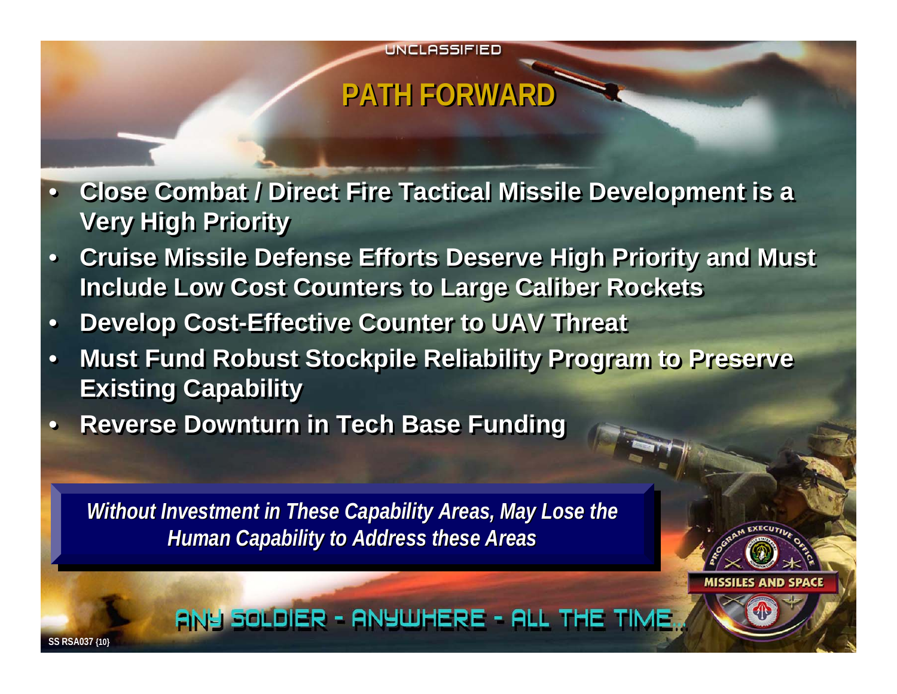UNCLASSIFIED

# PATH FORWARD

- **Close Combat / Direct Fire Tactical Missile Development is a Very High Priority**
- **Cruise Missile Defense Efforts Deserve High Priority and Must Include Low Cost Counters to Large Caliber Rockets**
- **Develop Cost-Effective Counter to UAV Threat**
- **Must Fund Robust Stockpile Reliability Program to Preserve Existing Capability**
- **Reverse Downturn in Tech Base Funding**

***Without Investment in These Capability Areas, May Lose the Human Capability to Address these Areas***

ANY SOLDIER - ANYWHERE - ALL THE TIME...

PROGRAM EXECUTIVE OFFICE MISSILES AND SPACE

SS RSA037 {10}